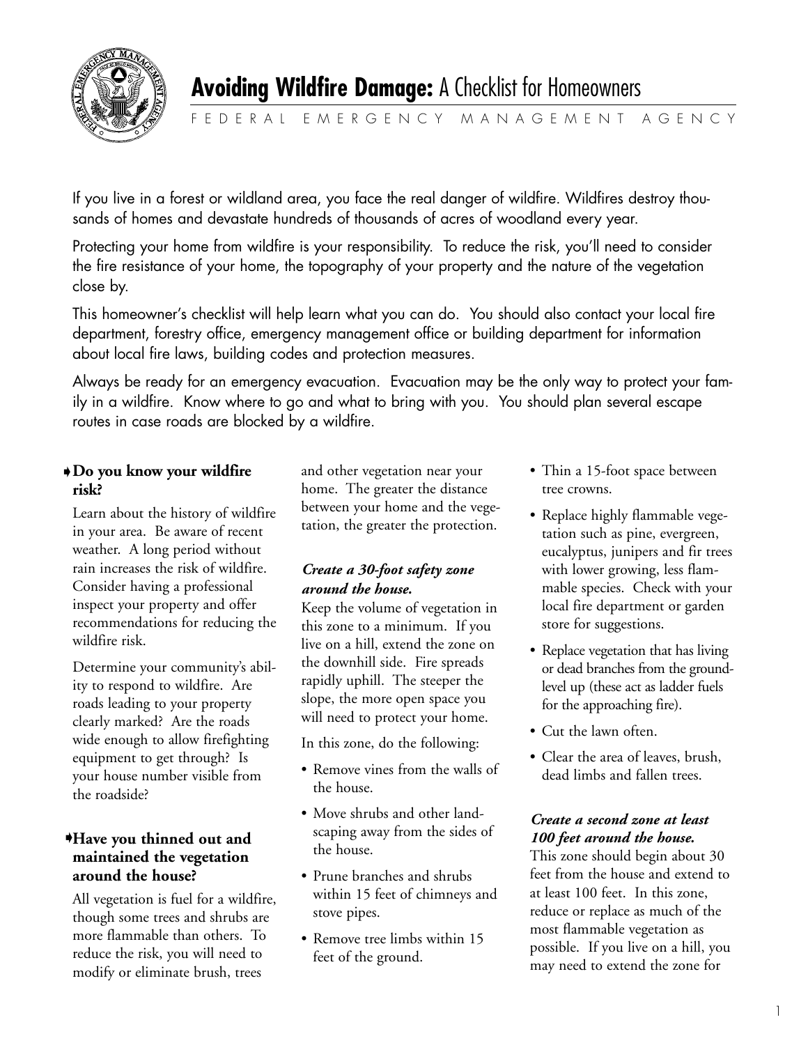# **Avoiding Wildfire Damage:** A Checklist for Homeowners

FEDERAL EMERGENCY MANAGEMENT AGENCY

If you live in a forest or wildland area, you face the real danger of wildfire. Wildfires destroy thousands of homes and devastate hundreds of thousands of acres of woodland every year.

Protecting your home from wildfire is your responsibility. To reduce the risk, you'll need to consider the fire resistance of your home, the topography of your property and the nature of the vegetation close by.

This homeowner's checklist will help learn what you can do. You should also contact your local fire department, forestry office, emergency management office or building department for information about local fire laws, building codes and protection measures.

Always be ready for an emergency evacuation. Evacuation may be the only way to protect your family in a wildfire. Know where to go and what to bring with you. You should plan several escape routes in case roads are blocked by a wildfire.

## Do you know your wildfire risk?

Learn about the history of wildfire in your area. Be aware of recent weather. A long period without rain increases the risk of wildfire. Consider having a professional inspect your property and offer recommendations for reducing the wildfire risk.

Determine your community's ability to respond to wildfire. Are roads leading to your property clearly marked? Are the roads wide enough to allow firefighting equipment to get through? Is your house number visible from the roadside?

## Have you thinned out and maintained the vegetation around the house?

All vegetation is fuel for a wildfire, though some trees and shrubs are more flammable than others. To reduce the risk, you will need to modify or eliminate brush, trees and other vegetation near your home. The greater the distance between your home and the vegetation, the greater the protection.

***Create a 30-foot safety zone around the house.***

Keep the volume of vegetation in this zone to a minimum. If you live on a hill, extend the zone on the downhill side. Fire spreads rapidly uphill. The steeper the slope, the more open space you will need to protect your home.

In this zone, do the following:

- Remove vines from the walls of the house.
- Move shrubs and other landscaping away from the sides of the house.
- Prune branches and shrubs within 15 feet of chimneys and stove pipes.
- Remove tree limbs within 15 feet of the ground.
- Thin a 15-foot space between tree crowns.
- Replace highly flammable vegetation such as pine, evergreen, eucalyptus, junipers and fir trees with lower growing, less flammable species. Check with your local fire department or garden store for suggestions.
- Replace vegetation that has living or dead branches from the ground-level up (these act as ladder fuels for the approaching fire).
- Cut the lawn often.
- Clear the area of leaves, brush, dead limbs and fallen trees.

***Create a second zone at least 100 feet around the house.***

This zone should begin about 30 feet from the house and extend to at least 100 feet. In this zone, reduce or replace as much of the most flammable vegetation as possible. If you live on a hill, you may need to extend the zone for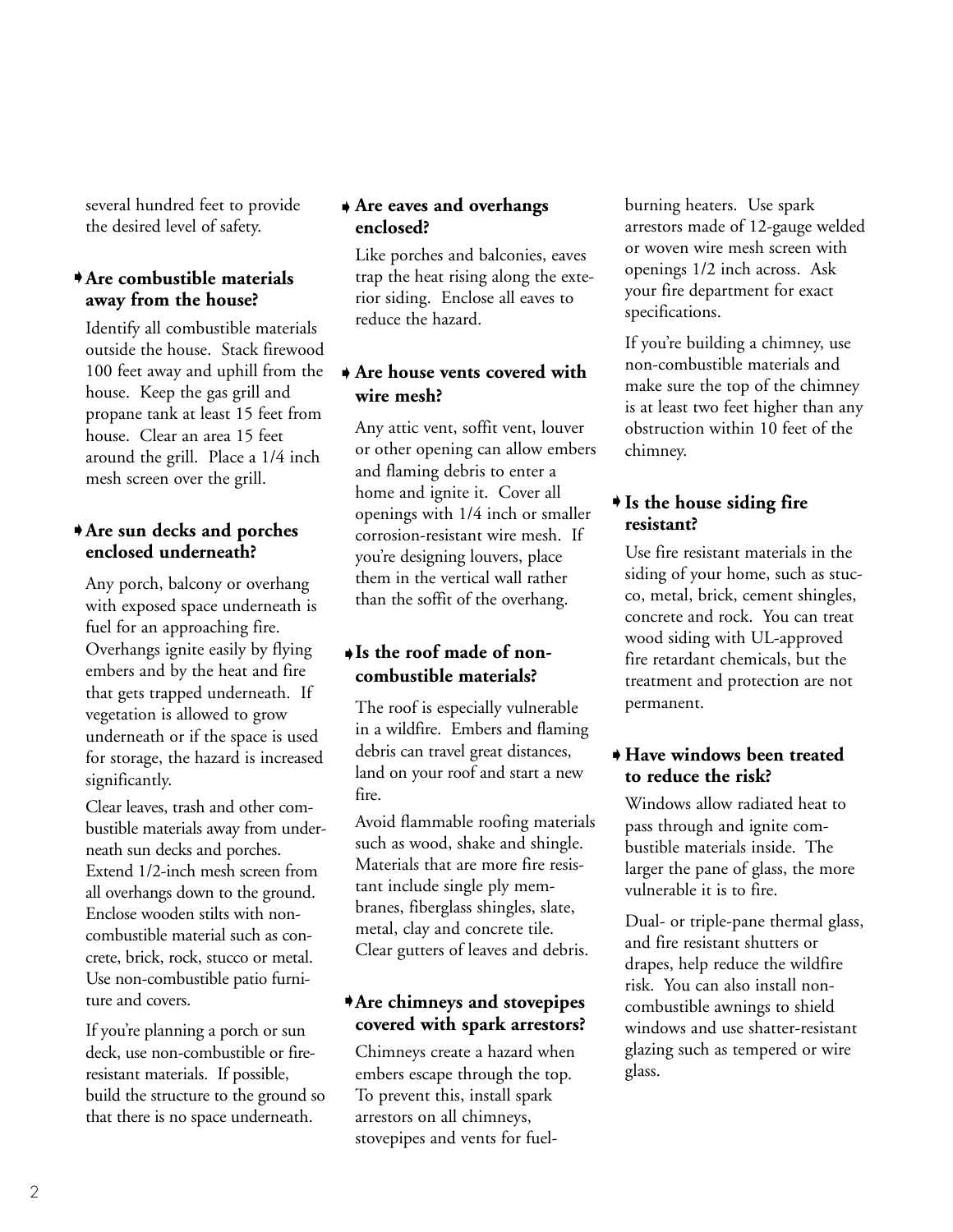several hundred feet to provide the desired level of safety.

### ➧ Are combustible materials away from the house?

Identify all combustible materials outside the house. Stack firewood 100 feet away and uphill from the house. Keep the gas grill and propane tank at least 15 feet from house. Clear an area 15 feet around the grill. Place a 1/4 inch mesh screen over the grill.

### ➧ Are sun decks and porches enclosed underneath?

Any porch, balcony or overhang with exposed space underneath is fuel for an approaching fire. Overhangs ignite easily by flying embers and by the heat and fire that gets trapped underneath. If vegetation is allowed to grow underneath or if the space is used for storage, the hazard is increased significantly.

Clear leaves, trash and other combustible materials away from underneath sun decks and porches. Extend 1/2-inch mesh screen from all overhangs down to the ground. Enclose wooden stilts with non-combustible material such as concrete, brick, rock, stucco or metal. Use non-combustible patio furniture and covers.

If you're planning a porch or sun deck, use non-combustible or fire-resistant materials. If possible, build the structure to the ground so that there is no space underneath.

### ➧ Are eaves and overhangs enclosed?

Like porches and balconies, eaves trap the heat rising along the exterior siding. Enclose all eaves to reduce the hazard.

### ➧ Are house vents covered with wire mesh?

Any attic vent, soffit vent, louver or other opening can allow embers and flaming debris to enter a home and ignite it. Cover all openings with 1/4 inch or smaller corrosion-resistant wire mesh. If you're designing louvers, place them in the vertical wall rather than the soffit of the overhang.

### ➧ Is the roof made of non-combustible materials?

The roof is especially vulnerable in a wildfire. Embers and flaming debris can travel great distances, land on your roof and start a new fire.

Avoid flammable roofing materials such as wood, shake and shingle. Materials that are more fire resistant include single ply membranes, fiberglass shingles, slate, metal, clay and concrete tile. Clear gutters of leaves and debris.

### ➧ Are chimneys and stovepipes covered with spark arrestors?

Chimneys create a hazard when embers escape through the top. To prevent this, install spark arrestors on all chimneys, stovepipes and vents for fuel-burning heaters. Use spark arrestors made of 12-gauge welded or woven wire mesh screen with openings 1/2 inch across. Ask your fire department for exact specifications.

If you're building a chimney, use non-combustible materials and make sure the top of the chimney is at least two feet higher than any obstruction within 10 feet of the chimney.

### ➧ Is the house siding fire resistant?

Use fire resistant materials in the siding of your home, such as stucco, metal, brick, cement shingles, concrete and rock. You can treat wood siding with UL-approved fire retardant chemicals, but the treatment and protection are not permanent.

### ➧ Have windows been treated to reduce the risk?

Windows allow radiated heat to pass through and ignite combustible materials inside. The larger the pane of glass, the more vulnerable it is to fire.

Dual- or triple-pane thermal glass, and fire resistant shutters or drapes, help reduce the wildfire risk. You can also install non-combustible awnings to shield windows and use shatter-resistant glazing such as tempered or wire glass.